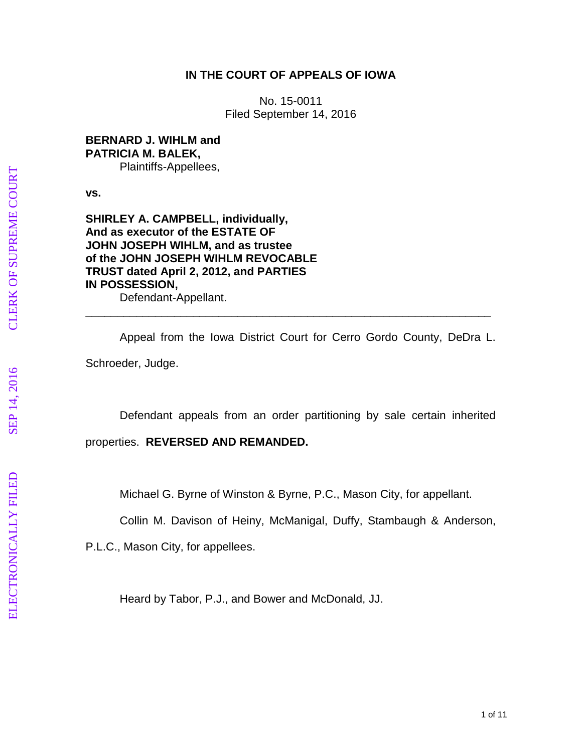**IN THE COURT OF APPEALS OF IOWA**

No. 15-0011
Filed September 14, 2016

**BERNARD J. WIHLM and**
**PATRICIA M. BALEK,**
Plaintiffs-Appellees,

**vs.**

**SHIRLEY A. CAMPBELL, individually,**
**And as executor of the ESTATE OF**
**JOHN JOSEPH WIHLM, and as trustee**
**of the JOHN JOSEPH WIHLM REVOCABLE**
**TRUST dated April 2, 2012, and PARTIES**
**IN POSSESSION,**
Defendant-Appellant.

---

Appeal from the Iowa District Court for Cerro Gordo County, DeDra L. Schroeder, Judge.

Defendant appeals from an order partitioning by sale certain inherited properties. **REVERSED AND REMANDED.**

Michael G. Byrne of Winston & Byrne, P.C., Mason City, for appellant.

Collin M. Davison of Heiny, McManigal, Duffy, Stambaugh & Anderson, P.L.C., Mason City, for appellees.

Heard by Tabor, P.J., and Bower and McDonald, JJ.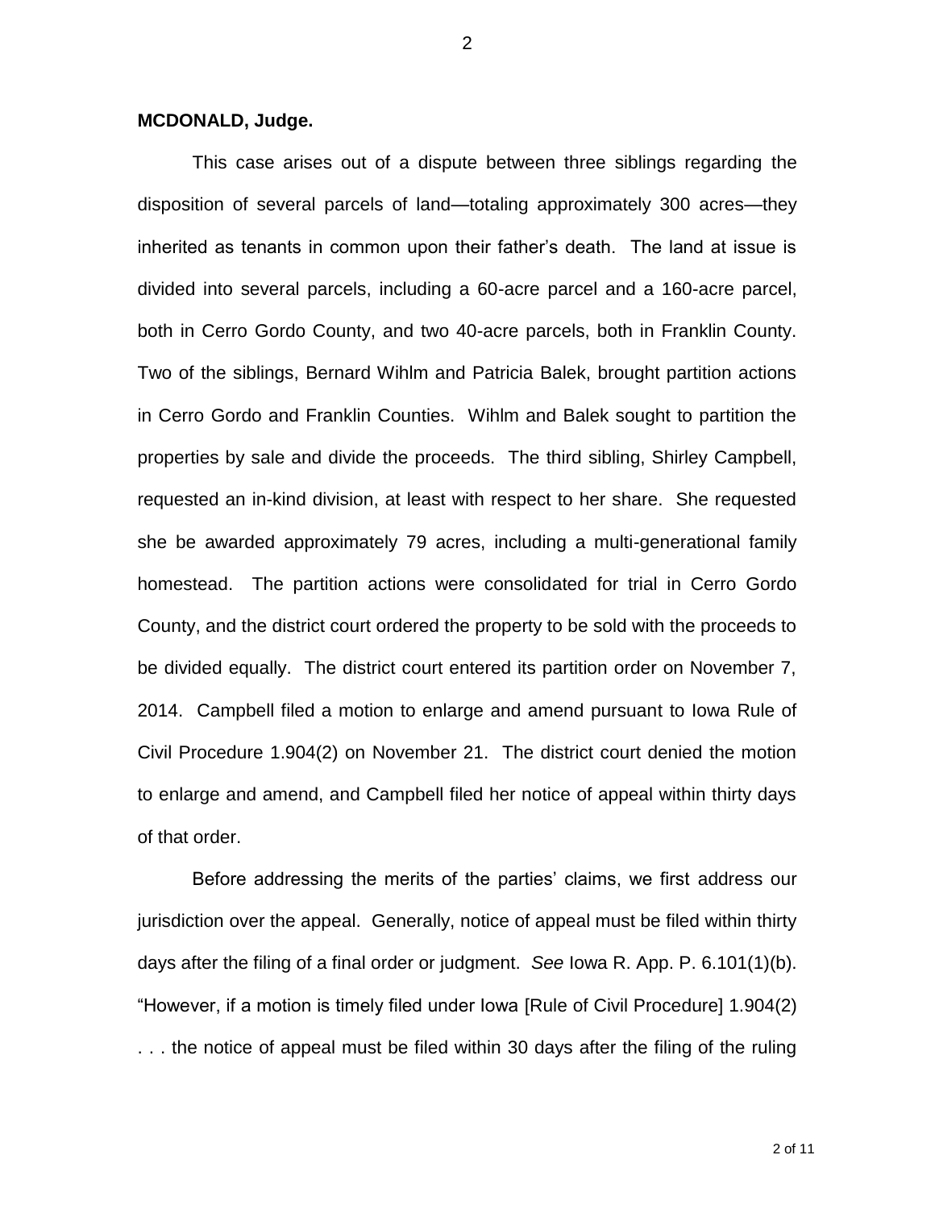**MCDONALD, Judge.**

This case arises out of a dispute between three siblings regarding the disposition of several parcels of land—totaling approximately 300 acres—they inherited as tenants in common upon their father's death. The land at issue is divided into several parcels, including a 60-acre parcel and a 160-acre parcel, both in Cerro Gordo County, and two 40-acre parcels, both in Franklin County. Two of the siblings, Bernard Wihlm and Patricia Balek, brought partition actions in Cerro Gordo and Franklin Counties. Wihlm and Balek sought to partition the properties by sale and divide the proceeds. The third sibling, Shirley Campbell, requested an in-kind division, at least with respect to her share. She requested she be awarded approximately 79 acres, including a multi-generational family homestead. The partition actions were consolidated for trial in Cerro Gordo County, and the district court ordered the property to be sold with the proceeds to be divided equally. The district court entered its partition order on November 7, 2014. Campbell filed a motion to enlarge and amend pursuant to Iowa Rule of Civil Procedure 1.904(2) on November 21. The district court denied the motion to enlarge and amend, and Campbell filed her notice of appeal within thirty days of that order.

Before addressing the merits of the parties' claims, we first address our jurisdiction over the appeal. Generally, notice of appeal must be filed within thirty days after the filing of a final order or judgment. *See* Iowa R. App. P. 6.101(1)(b). "However, if a motion is timely filed under Iowa [Rule of Civil Procedure] 1.904(2) . . . the notice of appeal must be filed within 30 days after the filing of the ruling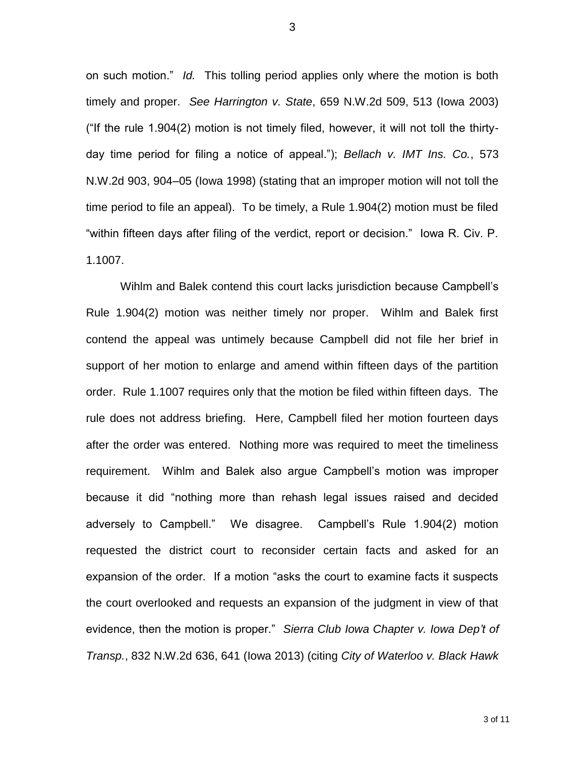on such motion." *Id.* This tolling period applies only where the motion is both timely and proper. *See Harrington v. State*, 659 N.W.2d 509, 513 (Iowa 2003) ("If the rule 1.904(2) motion is not timely filed, however, it will not toll the thirty-day time period for filing a notice of appeal."); *Bellach v. IMT Ins. Co.*, 573 N.W.2d 903, 904–05 (Iowa 1998) (stating that an improper motion will not toll the time period to file an appeal). To be timely, a Rule 1.904(2) motion must be filed "within fifteen days after filing of the verdict, report or decision." Iowa R. Civ. P. 1.1007.

Wihlm and Balek contend this court lacks jurisdiction because Campbell's Rule 1.904(2) motion was neither timely nor proper. Wihlm and Balek first contend the appeal was untimely because Campbell did not file her brief in support of her motion to enlarge and amend within fifteen days of the partition order. Rule 1.1007 requires only that the motion be filed within fifteen days. The rule does not address briefing. Here, Campbell filed her motion fourteen days after the order was entered. Nothing more was required to meet the timeliness requirement. Wihlm and Balek also argue Campbell's motion was improper because it did "nothing more than rehash legal issues raised and decided adversely to Campbell." We disagree. Campbell's Rule 1.904(2) motion requested the district court to reconsider certain facts and asked for an expansion of the order. If a motion "asks the court to examine facts it suspects the court overlooked and requests an expansion of the judgment in view of that evidence, then the motion is proper." *Sierra Club Iowa Chapter v. Iowa Dep't of Transp.*, 832 N.W.2d 636, 641 (Iowa 2013) (citing *City of Waterloo v. Black Hawk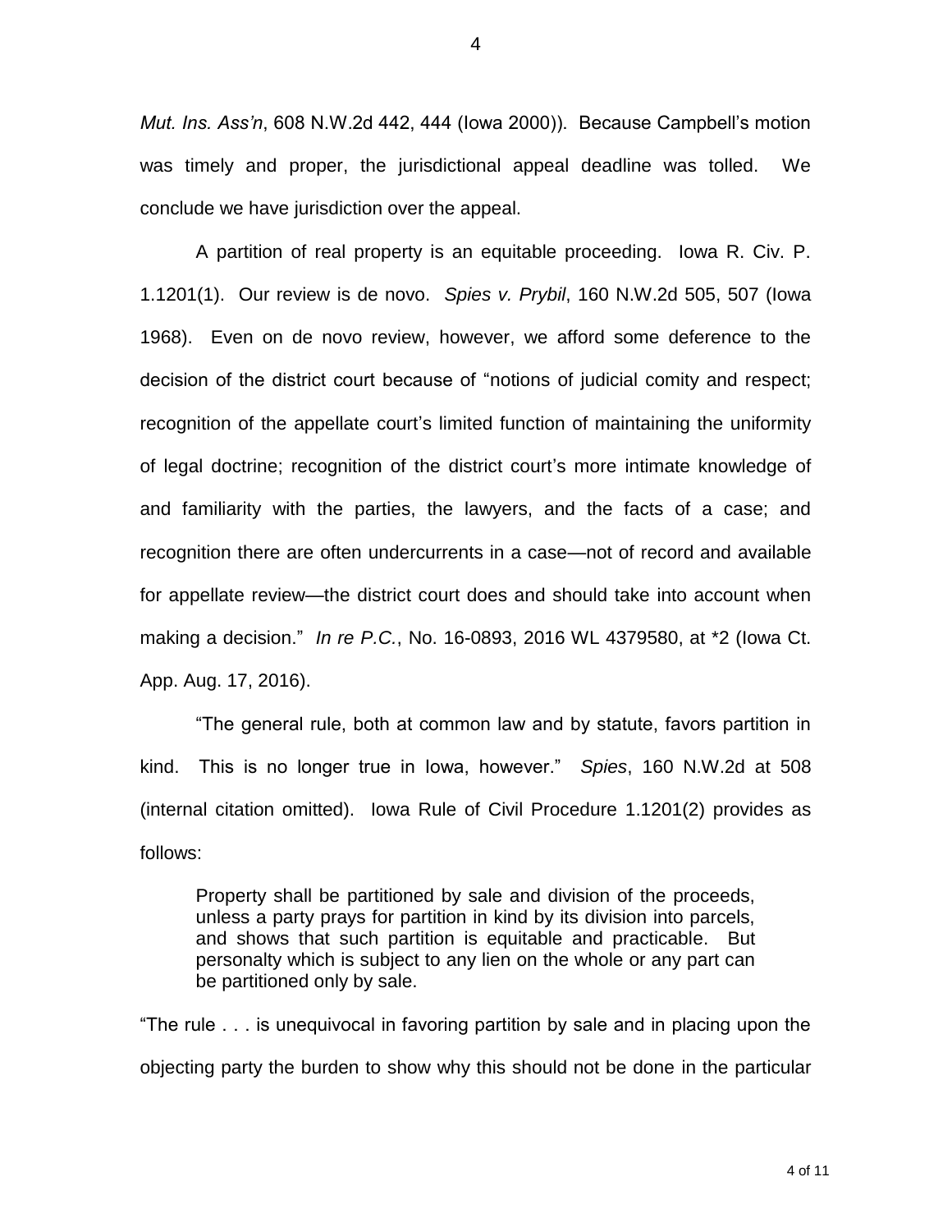*Mut. Ins. Ass'n*, 608 N.W.2d 442, 444 (Iowa 2000)). Because Campbell's motion was timely and proper, the jurisdictional appeal deadline was tolled. We conclude we have jurisdiction over the appeal.

A partition of real property is an equitable proceeding. Iowa R. Civ. P. 1.1201(1). Our review is de novo. *Spies v. Prybil*, 160 N.W.2d 505, 507 (Iowa 1968). Even on de novo review, however, we afford some deference to the decision of the district court because of "notions of judicial comity and respect; recognition of the appellate court's limited function of maintaining the uniformity of legal doctrine; recognition of the district court's more intimate knowledge of and familiarity with the parties, the lawyers, and the facts of a case; and recognition there are often undercurrents in a case—not of record and available for appellate review—the district court does and should take into account when making a decision." *In re P.C.*, No. 16-0893, 2016 WL 4379580, at *2 (Iowa Ct. App. Aug. 17, 2016).

"The general rule, both at common law and by statute, favors partition in kind. This is no longer true in Iowa, however." *Spies*, 160 N.W.2d at 508 (internal citation omitted). Iowa Rule of Civil Procedure 1.1201(2) provides as follows:

> Property shall be partitioned by sale and division of the proceeds, unless a party prays for partition in kind by its division into parcels, and shows that such partition is equitable and practicable. But personalty which is subject to any lien on the whole or any part can be partitioned only by sale.

"The rule . . . is unequivocal in favoring partition by sale and in placing upon the objecting party the burden to show why this should not be done in the particular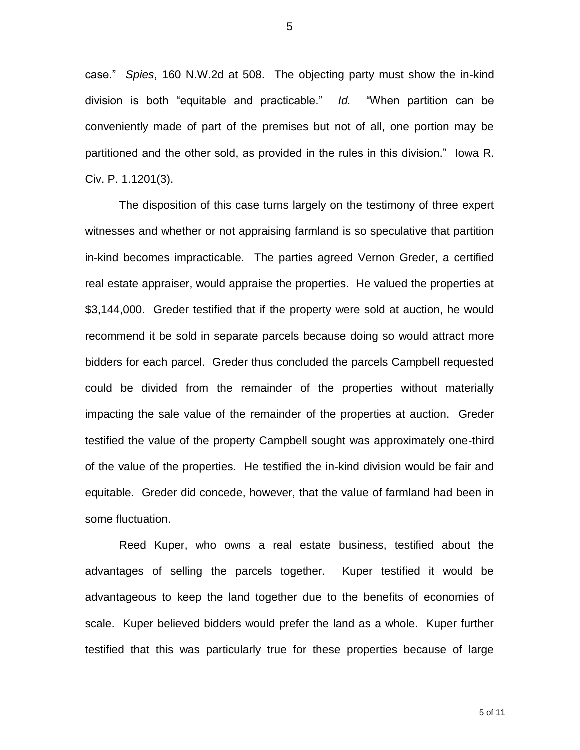case." *Spies*, 160 N.W.2d at 508. The objecting party must show the in-kind division is both "equitable and practicable." *Id.* "When partition can be conveniently made of part of the premises but not of all, one portion may be partitioned and the other sold, as provided in the rules in this division." Iowa R. Civ. P. 1.1201(3).

The disposition of this case turns largely on the testimony of three expert witnesses and whether or not appraising farmland is so speculative that partition in-kind becomes impracticable. The parties agreed Vernon Greder, a certified real estate appraiser, would appraise the properties. He valued the properties at $3,144,000. Greder testified that if the property were sold at auction, he would recommend it be sold in separate parcels because doing so would attract more bidders for each parcel. Greder thus concluded the parcels Campbell requested could be divided from the remainder of the properties without materially impacting the sale value of the remainder of the properties at auction. Greder testified the value of the property Campbell sought was approximately one-third of the value of the properties. He testified the in-kind division would be fair and equitable. Greder did concede, however, that the value of farmland had been in some fluctuation.

Reed Kuper, who owns a real estate business, testified about the advantages of selling the parcels together. Kuper testified it would be advantageous to keep the land together due to the benefits of economies of scale. Kuper believed bidders would prefer the land as a whole. Kuper further testified that this was particularly true for these properties because of large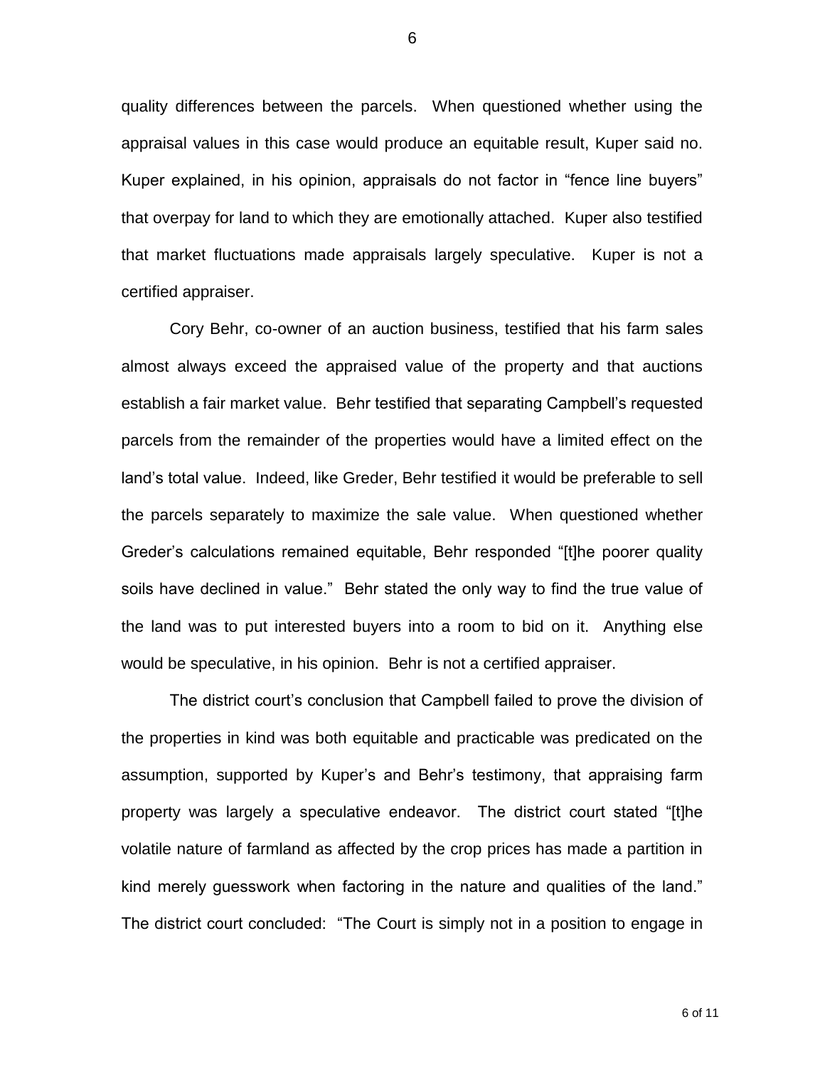quality differences between the parcels. When questioned whether using the appraisal values in this case would produce an equitable result, Kuper said no. Kuper explained, in his opinion, appraisals do not factor in "fence line buyers" that overpay for land to which they are emotionally attached. Kuper also testified that market fluctuations made appraisals largely speculative. Kuper is not a certified appraiser.

Cory Behr, co-owner of an auction business, testified that his farm sales almost always exceed the appraised value of the property and that auctions establish a fair market value. Behr testified that separating Campbell's requested parcels from the remainder of the properties would have a limited effect on the land's total value. Indeed, like Greder, Behr testified it would be preferable to sell the parcels separately to maximize the sale value. When questioned whether Greder's calculations remained equitable, Behr responded "[t]he poorer quality soils have declined in value." Behr stated the only way to find the true value of the land was to put interested buyers into a room to bid on it. Anything else would be speculative, in his opinion. Behr is not a certified appraiser.

The district court's conclusion that Campbell failed to prove the division of the properties in kind was both equitable and practicable was predicated on the assumption, supported by Kuper's and Behr's testimony, that appraising farm property was largely a speculative endeavor. The district court stated "[t]he volatile nature of farmland as affected by the crop prices has made a partition in kind merely guesswork when factoring in the nature and qualities of the land." The district court concluded: "The Court is simply not in a position to engage in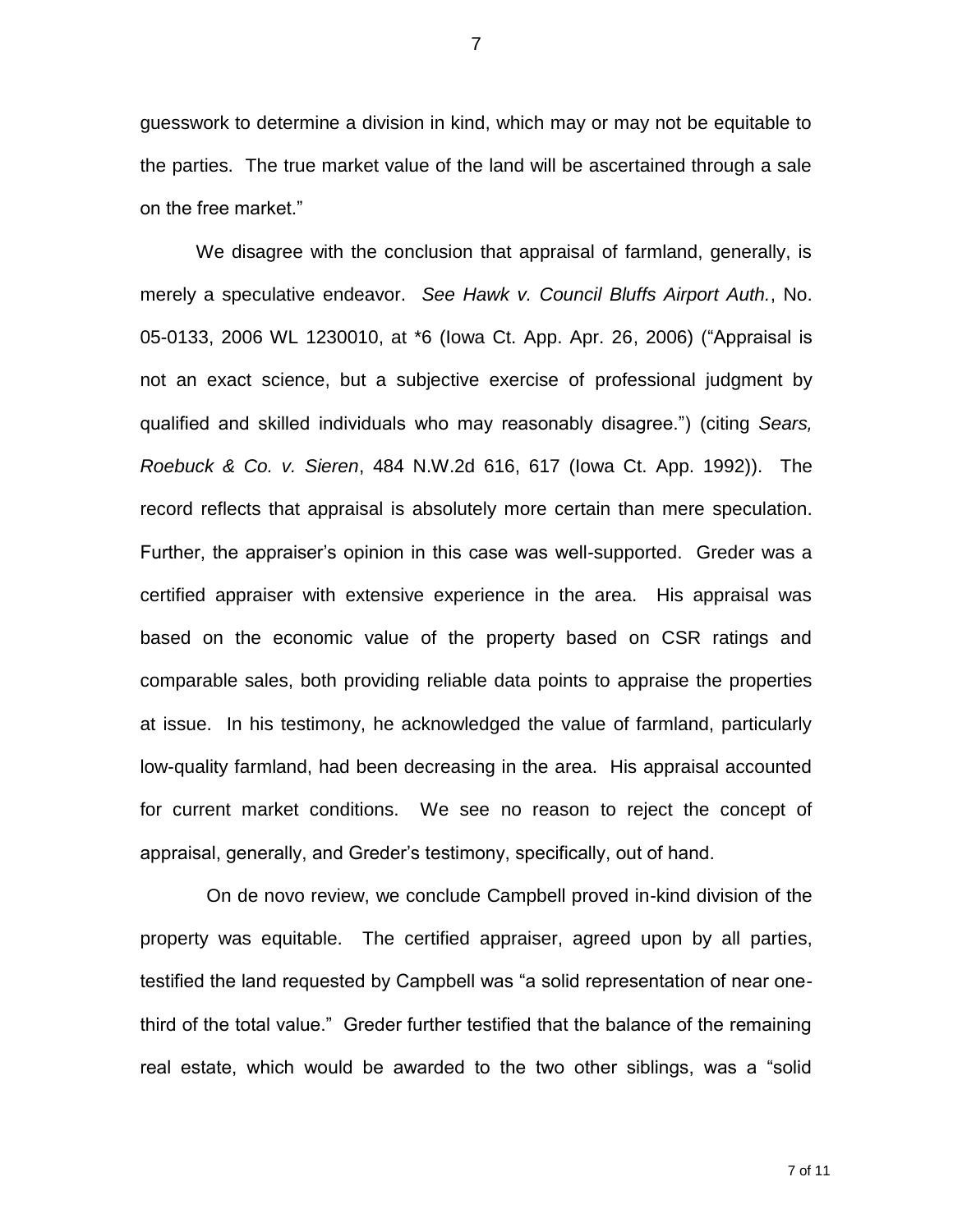guesswork to determine a division in kind, which may or may not be equitable to the parties. The true market value of the land will be ascertained through a sale on the free market."

We disagree with the conclusion that appraisal of farmland, generally, is merely a speculative endeavor. *See Hawk v. Council Bluffs Airport Auth.*, No. 05-0133, 2006 WL 1230010, at *6 (Iowa Ct. App. Apr. 26, 2006) ("Appraisal is not an exact science, but a subjective exercise of professional judgment by qualified and skilled individuals who may reasonably disagree.") (citing *Sears, Roebuck & Co. v. Sieren*, 484 N.W.2d 616, 617 (Iowa Ct. App. 1992)). The record reflects that appraisal is absolutely more certain than mere speculation. Further, the appraiser's opinion in this case was well-supported. Greder was a certified appraiser with extensive experience in the area. His appraisal was based on the economic value of the property based on CSR ratings and comparable sales, both providing reliable data points to appraise the properties at issue. In his testimony, he acknowledged the value of farmland, particularly low-quality farmland, had been decreasing in the area. His appraisal accounted for current market conditions. We see no reason to reject the concept of appraisal, generally, and Greder's testimony, specifically, out of hand.

On de novo review, we conclude Campbell proved in-kind division of the property was equitable. The certified appraiser, agreed upon by all parties, testified the land requested by Campbell was "a solid representation of near one-third of the total value." Greder further testified that the balance of the remaining real estate, which would be awarded to the two other siblings, was a "solid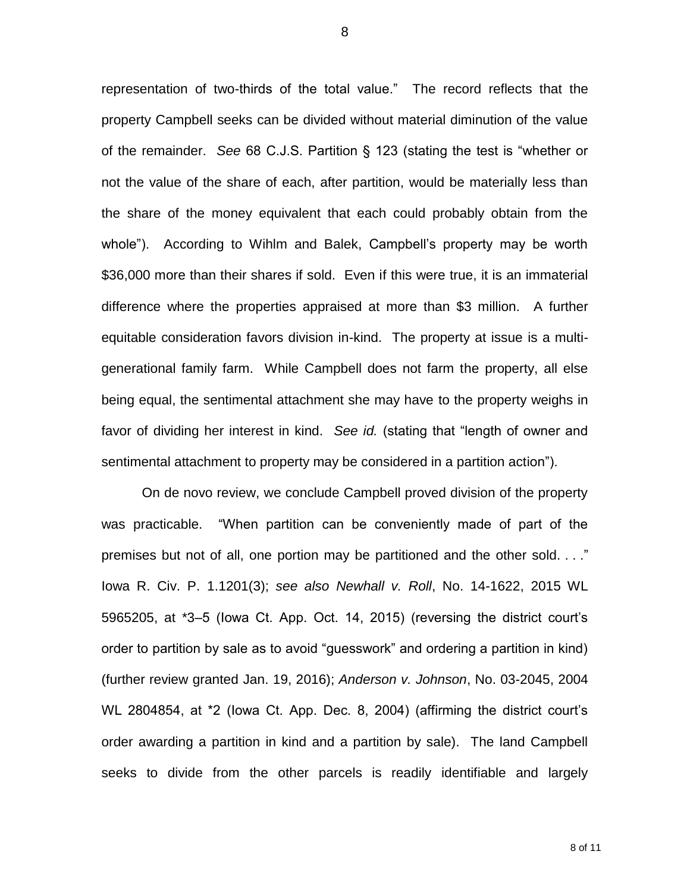representation of two-thirds of the total value." The record reflects that the property Campbell seeks can be divided without material diminution of the value of the remainder. *See* 68 C.J.S. Partition § 123 (stating the test is "whether or not the value of the share of each, after partition, would be materially less than the share of the money equivalent that each could probably obtain from the whole"). According to Wihlm and Balek, Campbell's property may be worth $36,000 more than their shares if sold. Even if this were true, it is an immaterial difference where the properties appraised at more than $3 million. A further equitable consideration favors division in-kind. The property at issue is a multi-generational family farm. While Campbell does not farm the property, all else being equal, the sentimental attachment she may have to the property weighs in favor of dividing her interest in kind. *See id.* (stating that "length of owner and sentimental attachment to property may be considered in a partition action").

On de novo review, we conclude Campbell proved division of the property was practicable. "When partition can be conveniently made of part of the premises but not of all, one portion may be partitioned and the other sold. . . ." Iowa R. Civ. P. 1.1201(3); *see also Newhall v. Roll*, No. 14-1622, 2015 WL 5965205, at *3–5 (Iowa Ct. App. Oct. 14, 2015) (reversing the district court's order to partition by sale as to avoid "guesswork" and ordering a partition in kind) (further review granted Jan. 19, 2016); *Anderson v. Johnson*, No. 03-2045, 2004 WL 2804854, at *2 (Iowa Ct. App. Dec. 8, 2004) (affirming the district court's order awarding a partition in kind and a partition by sale). The land Campbell seeks to divide from the other parcels is readily identifiable and largely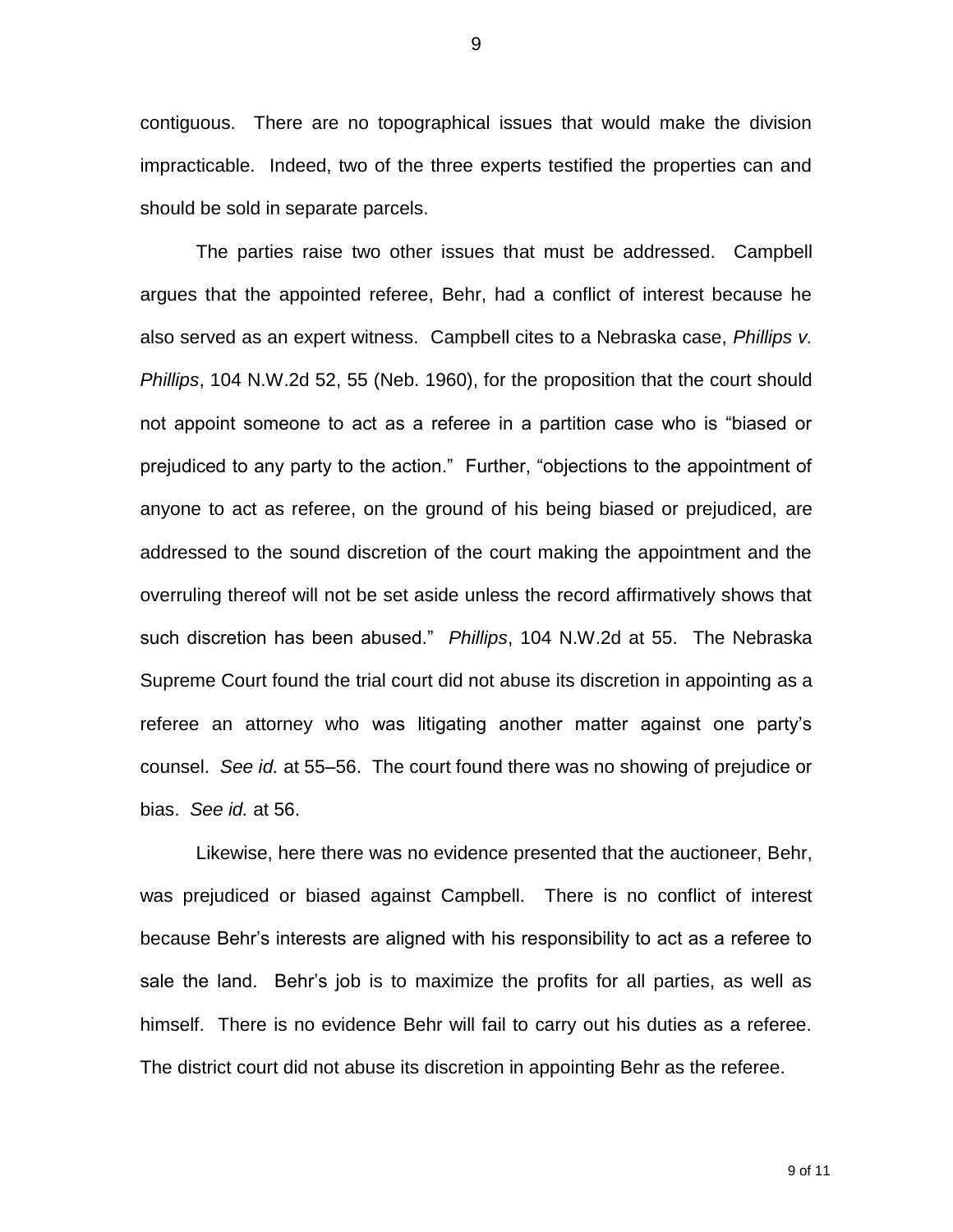contiguous. There are no topographical issues that would make the division impracticable. Indeed, two of the three experts testified the properties can and should be sold in separate parcels.

The parties raise two other issues that must be addressed. Campbell argues that the appointed referee, Behr, had a conflict of interest because he also served as an expert witness. Campbell cites to a Nebraska case, *Phillips v. Phillips*, 104 N.W.2d 52, 55 (Neb. 1960), for the proposition that the court should not appoint someone to act as a referee in a partition case who is "biased or prejudiced to any party to the action." Further, "objections to the appointment of anyone to act as referee, on the ground of his being biased or prejudiced, are addressed to the sound discretion of the court making the appointment and the overruling thereof will not be set aside unless the record affirmatively shows that such discretion has been abused." *Phillips*, 104 N.W.2d at 55. The Nebraska Supreme Court found the trial court did not abuse its discretion in appointing as a referee an attorney who was litigating another matter against one party's counsel. *See id.* at 55–56. The court found there was no showing of prejudice or bias. *See id.* at 56.

Likewise, here there was no evidence presented that the auctioneer, Behr, was prejudiced or biased against Campbell. There is no conflict of interest because Behr's interests are aligned with his responsibility to act as a referee to sale the land. Behr's job is to maximize the profits for all parties, as well as himself. There is no evidence Behr will fail to carry out his duties as a referee. The district court did not abuse its discretion in appointing Behr as the referee.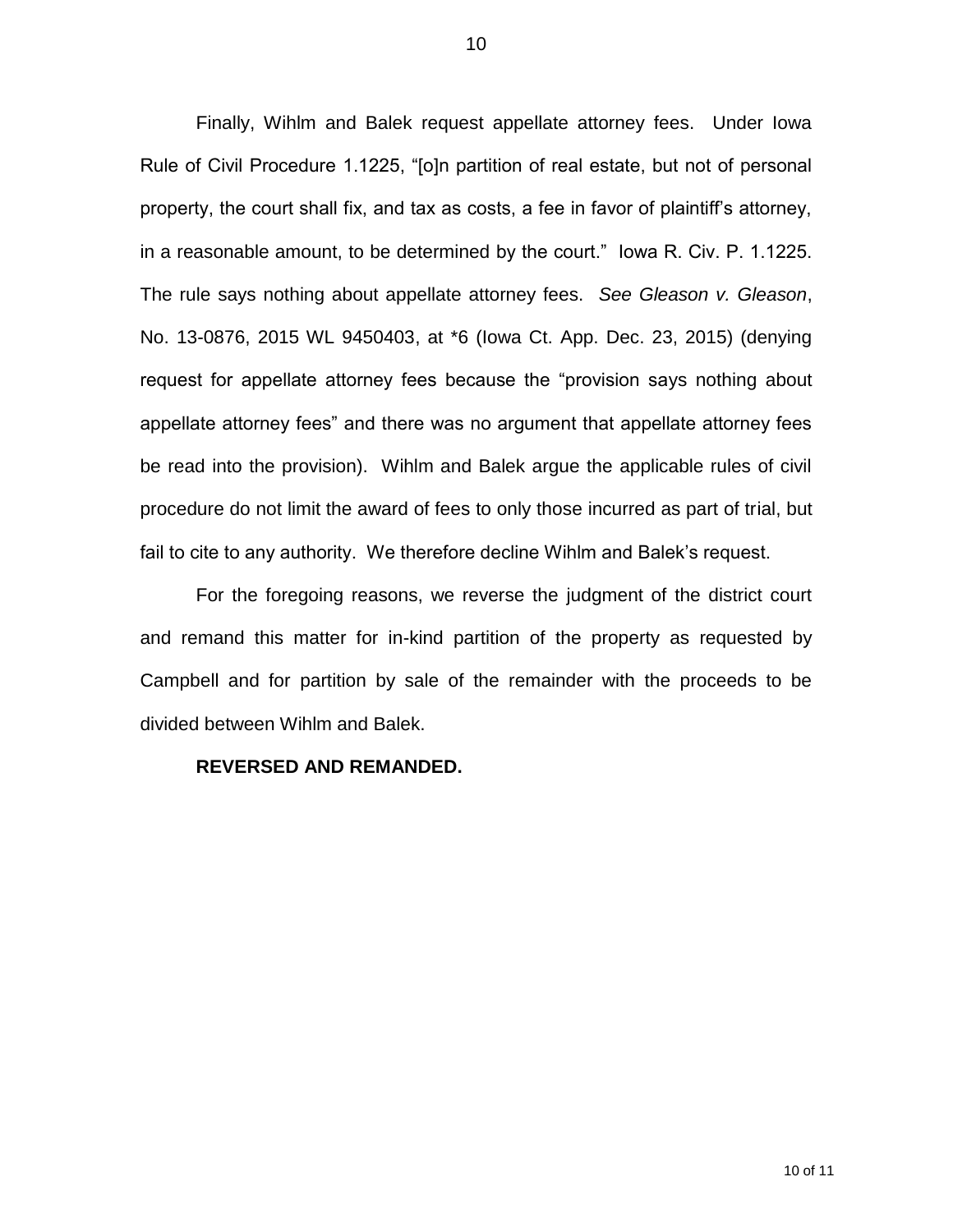Finally, Wihlm and Balek request appellate attorney fees. Under Iowa Rule of Civil Procedure 1.1225, "[o]n partition of real estate, but not of personal property, the court shall fix, and tax as costs, a fee in favor of plaintiff's attorney, in a reasonable amount, to be determined by the court." Iowa R. Civ. P. 1.1225. The rule says nothing about appellate attorney fees. *See Gleason v. Gleason*, No. 13-0876, 2015 WL 9450403, at *6 (Iowa Ct. App. Dec. 23, 2015) (denying request for appellate attorney fees because the "provision says nothing about appellate attorney fees" and there was no argument that appellate attorney fees be read into the provision). Wihlm and Balek argue the applicable rules of civil procedure do not limit the award of fees to only those incurred as part of trial, but fail to cite to any authority. We therefore decline Wihlm and Balek's request.

For the foregoing reasons, we reverse the judgment of the district court and remand this matter for in-kind partition of the property as requested by Campbell and for partition by sale of the remainder with the proceeds to be divided between Wihlm and Balek.

**REVERSED AND REMANDED.**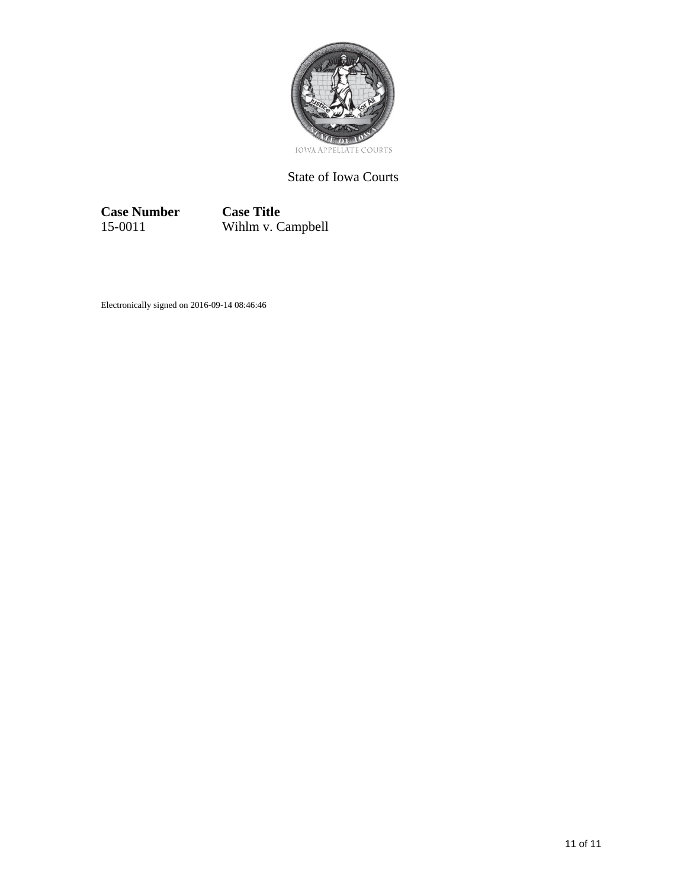IOWA APPELLATE COURTS

State of Iowa Courts

| **Case Number** | **Case Title** |
| --- | --- |
| 15-0011 | Wihlm v. Campbell |

Electronically signed on 2016-09-14 08:46:46